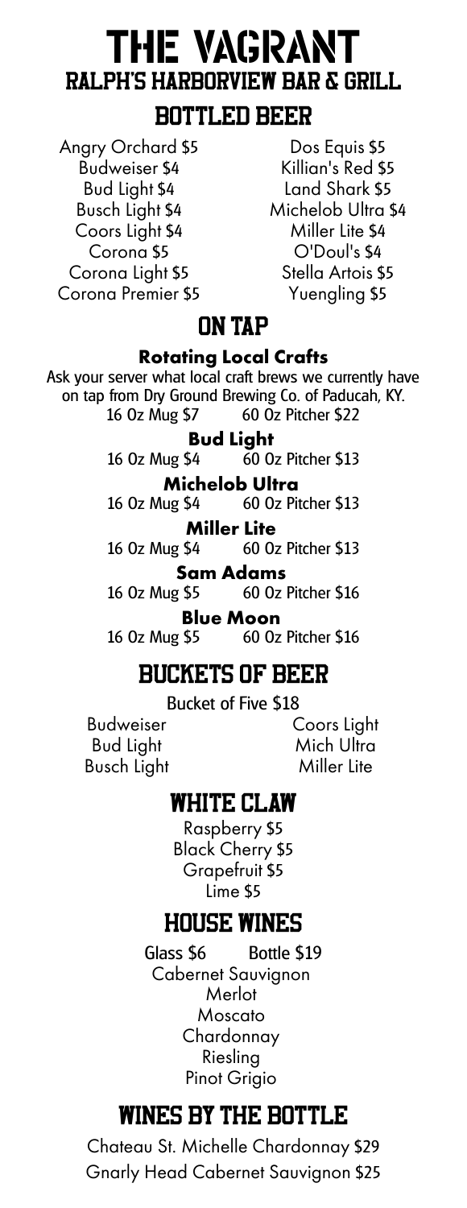# THE VAGRANT

## RALPH'S HARBORVIEW BAR & GRILL

## BOTTLED BEER

Angry Orchard $5
Budweiser $4
Bud Light $4
Busch Light $4
Coors Light $4
Corona $5
Corona Light $5
Corona Premier $5
Dos Equis $5
Killian's Red $5
Land Shark $5
Michelob Ultra $4
Miller Lite $4
O'Doul's $4
Stella Artois $5
Yuengling $5

## ON TAP

**Rotating Local Crafts**

Ask your server what local craft brews we currently have on tap from Dry Ground Brewing Co. of Paducah, KY.

16 Oz Mug $7 60 Oz Pitcher $22

**Bud Light**

16 Oz Mug $4 60 Oz Pitcher $13

**Michelob Ultra**

16 Oz Mug $4 60 Oz Pitcher $13

**Miller Lite**

16 Oz Mug $4 60 Oz Pitcher $13

**Sam Adams**

16 Oz Mug $5 60 Oz Pitcher $16

**Blue Moon**

16 Oz Mug $5 60 Oz Pitcher $16

## BUCKETS OF BEER

Bucket of Five $18

Budweiser
Bud Light
Busch Light
Coors Light
Mich Ultra
Miller Lite

## WHITE CLAW

Raspberry $5
Black Cherry $5
Grapefruit $5
Lime $5

## HOUSE WINES

Glass $6 Bottle $19

Cabernet Sauvignon
Merlot
Moscato
Chardonnay
Riesling
Pinot Grigio

## WINES BY THE BOTTLE

Chateau St. Michelle Chardonnay $29
Gnarly Head Cabernet Sauvignon $25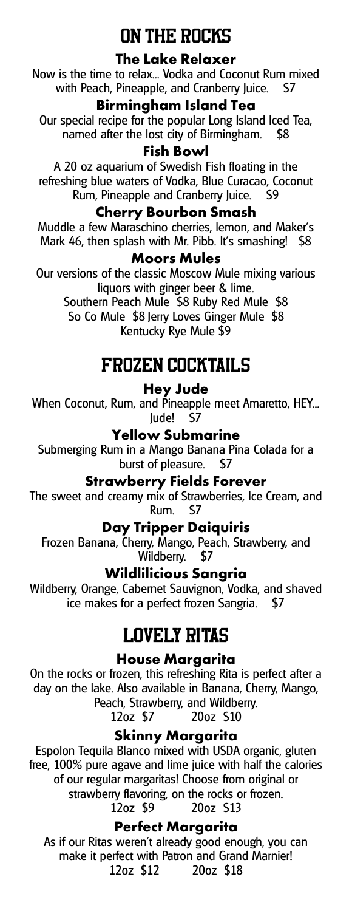# ON THE ROCKS

### The Lake Relaxer

Now is the time to relax... Vodka and Coconut Rum mixed with Peach, Pineapple, and Cranberry Juice. $7

### Birmingham Island Tea

Our special recipe for the popular Long Island Iced Tea, named after the lost city of Birmingham. $8

### Fish Bowl

A 20 oz aquarium of Swedish Fish floating in the refreshing blue waters of Vodka, Blue Curacao, Coconut Rum, Pineapple and Cranberry Juice. $9

### Cherry Bourbon Smash

Muddle a few Maraschino cherries, lemon, and Maker's Mark 46, then splash with Mr. Pibb. It's smashing! $8

### Moors Mules

Our versions of the classic Moscow Mule mixing various liquors with ginger beer & lime.

Southern Peach Mule $8 Ruby Red Mule $8
So Co Mule $8 Jerry Loves Ginger Mule $8
Kentucky Rye Mule $9

# FROZEN COCKTAILS

### Hey Jude

When Coconut, Rum, and Pineapple meet Amaretto, HEY... Jude! $7

### Yellow Submarine

Submerging Rum in a Mango Banana Pina Colada for a burst of pleasure. $7

### Strawberry Fields Forever

The sweet and creamy mix of Strawberries, Ice Cream, and Rum. $7

### Day Tripper Daiquiris

Frozen Banana, Cherry, Mango, Peach, Strawberry, and Wildberry. $7

### Wildlilicious Sangria

Wildberry, Orange, Cabernet Sauvignon, Vodka, and shaved ice makes for a perfect frozen Sangria. $7

# LOVELY RITAS

### House Margarita

On the rocks or frozen, this refreshing Rita is perfect after a day on the lake. Also available in Banana, Cherry, Mango, Peach, Strawberry, and Wildberry.

12oz $7 20oz $10

### Skinny Margarita

Espolon Tequila Blanco mixed with USDA organic, gluten free, 100% pure agave and lime juice with half the calories of our regular margaritas! Choose from original or strawberry flavoring, on the rocks or frozen.

12oz $9 20oz $13

### Perfect Margarita

As if our Ritas weren't already good enough, you can make it perfect with Patron and Grand Marnier!

12oz $12 20oz $18